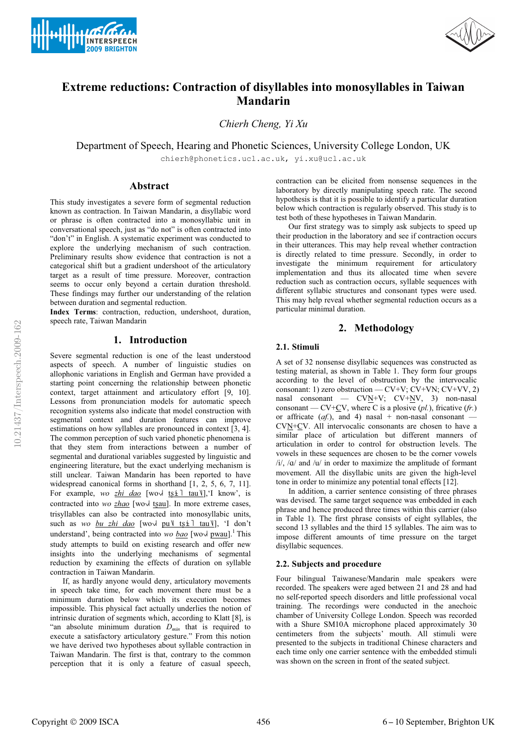# Extreme reductions: Contraction of disyllables into monosyllables in Taiwan Mandarin

*Chierh Cheng, Yi Xu*

Department of Speech, Hearing and Phonetic Sciences, University College London, UK

chierh@phonetics.ucl.ac.uk, yi.xu@ucl.ac.uk

## Abstract

This study investigates a severe form of segmental reduction known as contraction. In Taiwan Mandarin, a disyllabic word or phrase is often contracted into a monosyllabic unit in conversational speech, just as "do not" is often contracted into "don't" in English. A systematic experiment was conducted to explore the underlying mechanism of such contraction. Preliminary results show evidence that contraction is not a categorical shift but a gradient undershoot of the articulatory target as a result of time pressure. Moreover, contraction seems to occur only beyond a certain duration threshold. These findings may further our understanding of the relation between duration and segmental reduction.

**Index Terms**: contraction, reduction, undershoot, duration, speech rate, Taiwan Mandarin

## 1. Introduction

Severe segmental reduction is one of the least understood aspects of speech. A number of linguistic studies on allophonic variations in English and German have provided a starting point concerning the relationship between phonetic context, target attainment and articulatory effort [9, 10]. Lessons from pronunciation models for automatic speech recognition systems also indicate that model construction with segmental context and duration features can improve estimations on how syllables are pronounced in context [3, 4]. The common perception of such varied phonetic phenomena is that they stem from interactions between a number of segmental and durational variables suggested by linguistic and engineering literature, but the exact underlying mechanism is still unclear. Taiwan Mandarin has been reported to have widespread canonical forms in shorthand [1, 2, 5, 6, 7, 11]. For example, *wo zhi dao* [wo˨˩ tʂɨ˥ tau˥˩],'I know', is contracted into *wo zhao* [wo˨˩ tʂau]. In more extreme cases, trisyllables can also be contracted into monosyllabic units, such as *wo bu zhi dao* [wo˨˩ pu˥˩ tʂɨ˥ tau˥˩], 'I don't understand', being contracted into *wo bao* [wo˨˩ pwau].[1] This study attempts to build on existing research and offer new insights into the underlying mechanisms of segmental reduction by examining the effects of duration on syllable contraction in Taiwan Mandarin.

If, as hardly anyone would deny, articulatory movements in speech take time, for each movement there must be a minimum duration below which its execution becomes impossible. This physical fact actually underlies the notion of intrinsic duration of segments which, according to Klatt [8], is "an absolute minimum duration $D_{min}$ that is required to execute a satisfactory articulatory gesture." From this notion we have derived two hypotheses about syllable contraction in Taiwan Mandarin. The first is that, contrary to the common perception that it is only a feature of casual speech, contraction can be elicited from nonsense sequences in the laboratory by directly manipulating speech rate. The second hypothesis is that it is possible to identify a particular duration below which contraction is regularly observed. This study is to test both of these hypotheses in Taiwan Mandarin.

Our first strategy was to simply ask subjects to speed up their production in the laboratory and see if contraction occurs in their utterances. This may help reveal whether contraction is directly related to time pressure. Secondly, in order to investigate the minimum requirement for articulatory implementation and thus its allocated time when severe reduction such as contraction occurs, syllable sequences with different syllabic structures and consonant types were used. This may help reveal whether segmental reduction occurs as a particular minimal duration.

## 2. Methodology

### 2.1. Stimuli

A set of 32 nonsense disyllabic sequences was constructed as testing material, as shown in Table 1. They form four groups according to the level of obstruction by the intervocalic consonant: 1) zero obstruction — CV+V; CV+VN; CV+VV, 2) nasal consonant — CVN+V; CV+NV, 3) non-nasal consonant — CV+CV, where C is a plosive (*pl.*), fricative (*fr.*) or affricate (*af.*), and 4) nasal + non-nasal consonant — CVN+CV. All intervocalic consonants are chosen to have a similar place of articulation but different manners of articulation in order to control for obstruction levels. The vowels in these sequences are chosen to be the corner vowels /i/, /ɑ/ and /u/ in order to maximize the amplitude of formant movement. All the disyllabic units are given the high-level tone in order to minimize any potential tonal effects [12].

In addition, a carrier sentence consisting of three phrases was devised. The same target sequence was embedded in each phrase and hence produced three times within this carrier (also in Table 1). The first phrase consists of eight syllables, the second 13 syllables and the third 15 syllables. The aim was to impose different amounts of time pressure on the target disyllabic sequences.

### 2.2. Subjects and procedure

Four bilingual Taiwanese/Mandarin male speakers were recorded. The speakers were aged between 21 and 28 and had no self-reported speech disorders and little professional vocal training. The recordings were conducted in the anechoic chamber of University College London. Speech was recorded with a Shure SM10A microphone placed approximately 30 centimeters from the subjects' mouth. All stimuli were presented to the subjects in traditional Chinese characters and each time only one carrier sentence with the embedded stimuli was shown on the screen in front of the seated subject.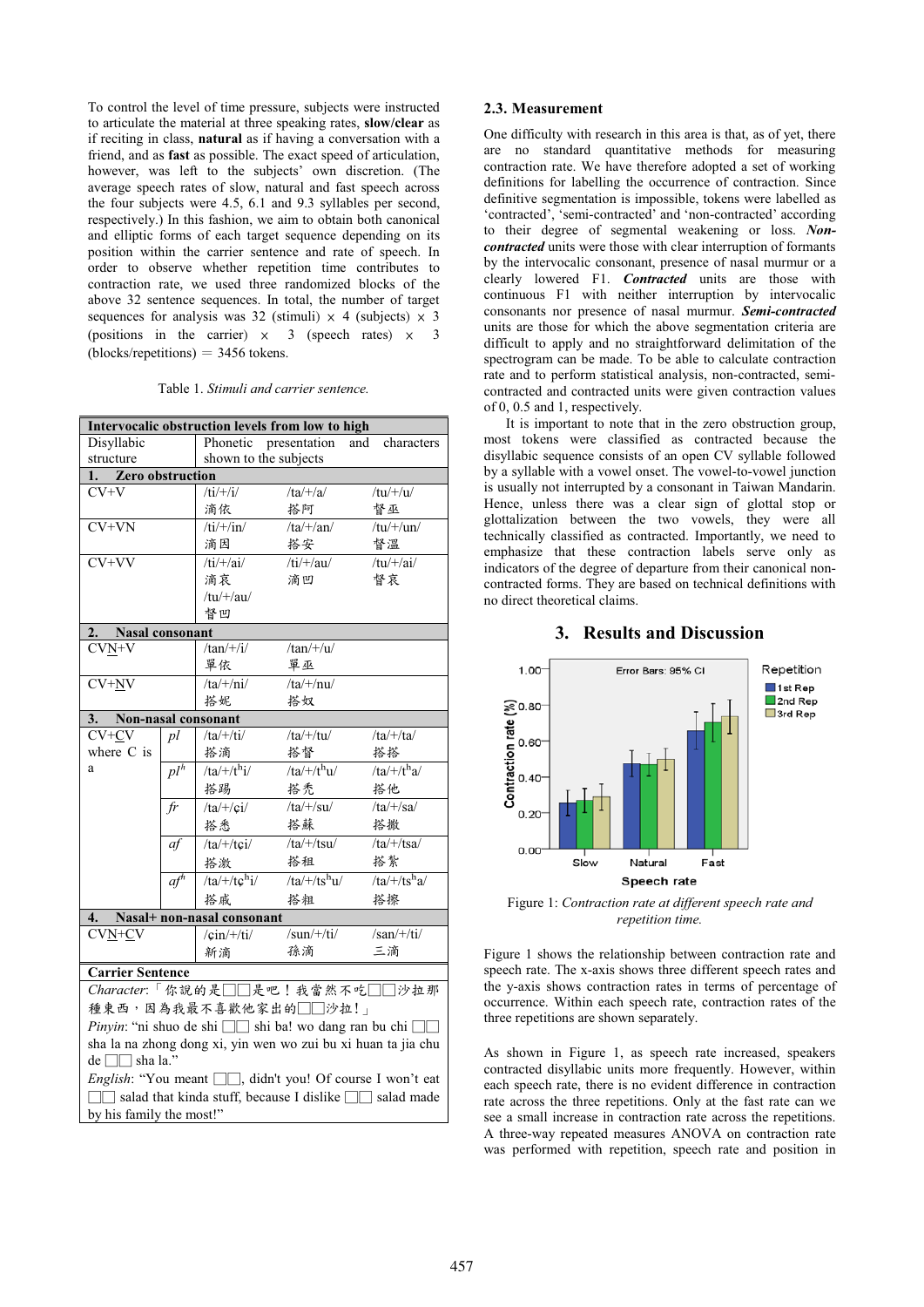To control the level of time pressure, subjects were instructed to articulate the material at three speaking rates, **slow/clear** as if reciting in class, **natural** as if having a conversation with a friend, and as **fast** as possible. The exact speed of articulation, however, was left to the subjects' own discretion. (The average speech rates of slow, natural and fast speech across the four subjects were 4.5, 6.1 and 9.3 syllables per second, respectively.) In this fashion, we aim to obtain both canonical and elliptic forms of each target sequence depending on its position within the carrier sentence and rate of speech. In order to observe whether repetition time contributes to contraction rate, we used three randomized blocks of the above 32 sentence sequences. In total, the number of target sequences for analysis was 32 (stimuli) × 4 (subjects) × 3 (positions in the carrier) × 3 (speech rates) × 3 (blocks/repetitions) = 3456 tokens.

Table 1. *Stimuli and carrier sentence.*

| Intervocalic obstruction levels from low to high | | | | |
|---|---|---|---|---|
| Disyllabic structure | | Phonetic presentation and characters shown to the subjects | | |
| **1. Zero obstruction** | | | | |
| CV+V | | /ti/+/i/ 滴依 | /ta/+/a/ 搭阿 | /tu/+/u/ 督巫 |
| CV+VN | | /ti/+/in/ 滴因 | /ta/+/an/ 搭安 | /tu/+/un/ 督溫 |
| CV+VV | | /ti/+/ai/ 滴哀 | /ti/+/au/ 滴凹 | /tu/+/ai/ 督哀 |
| | | /tu/+/au/ 督凹 | | |
| **2. Nasal consonant** | | | | |
| CV<u>N</u>+V | | /tan/+/i/ 單依 | /tan/+/u/ 單巫 | |
| CV+<u>N</u>V | | /ta/+/ni/ 搭妮 | /ta/+/nu/ 搭奴 | |
| **3. Non-nasal consonant** | | | | |
| CV+<u>C</u>V where C is a | *pl* | /ta/+/ti/ 搭滴 | /ta/+/tu/ 搭督 | /ta/+/ta/ 搭搭 |
| | *pl*$^{h}$ | /ta/+/t$^{h}$i/ 搭踢 | /ta/+/t$^{h}$u/ 搭禿 | /ta/+/t$^{h}$a/ 搭他 |
| | *fr* | /ta/+/ɕi/ 搭悉 | /ta/+/su/ 搭蘇 | /ta/+/sa/ 搭撒 |
| | *af* | /ta/+/tɕi/ 搭激 | /ta/+/tsu/ 搭租 | /ta/+/tsa/ 搭紮 |
| | *af*$^{h}$ | /ta/+/tɕ$^{h}$i/ 搭戚 | /ta/+/ts$^{h}$u/ 搭粗 | /ta/+/ts$^{h}$a/ 搭擦 |
| **4. Nasal+ non-nasal consonant** | | | | |
| CV<u>N</u>+<u>C</u>V | | /ɕin/+/ti/ 新滴 | /sun/+/ti/ 孫滴 | /san/+/ti/ 三滴 |
| **Carrier Sentence** | | | | |
| *Character*:「你說的是□□是吧！我當然不吃□□沙拉那種東西，因為我最不喜歡他家出的□□沙拉！」 | | | | |
| *Pinyin*: "ni shuo de shi □□ shi ba! wo dang ran bu chi □□ sha la na zhong dong xi, yin wen wo zui bu xi huan ta jia chu de □□ sha la." | | | | |
| *English*: "You meant □□, didn't you! Of course I won't eat □□ salad that kinda stuff, because I dislike □□ salad made by his family the most!" | | | | |

## 2.3. Measurement

One difficulty with research in this area is that, as of yet, there are no standard quantitative methods for measuring contraction rate. We have therefore adopted a set of working definitions for labelling the occurrence of contraction. Since definitive segmentation is impossible, tokens were labelled as 'contracted', 'semi-contracted' and 'non-contracted' according to their degree of segmental weakening or loss. ***Non-contracted*** units were those with clear interruption of formants by the intervocalic consonant, presence of nasal murmur or a clearly lowered F1. ***Contracted*** units are those with continuous F1 with neither interruption by intervocalic consonants nor presence of nasal murmur. ***Semi-contracted*** units are those for which the above segmentation criteria are difficult to apply and no straightforward delimitation of the spectrogram can be made. To be able to calculate contraction rate and to perform statistical analysis, non-contracted, semi-contracted and contracted units were given contraction values of 0, 0.5 and 1, respectively.

It is important to note that in the zero obstruction group, most tokens were classified as contracted because the disyllabic sequence consists of an open CV syllable followed by a syllable with a vowel onset. The vowel-to-vowel junction is usually not interrupted by a consonant in Taiwan Mandarin. Hence, unless there was a clear sign of glottal stop or glottalization between the two vowels, they were all technically classified as contracted. Importantly, we need to emphasize that these contraction labels serve only as indicators of the degree of departure from their canonical non-contracted forms. They are based on technical definitions with no direct theoretical claims.

# 3. Results and Discussion

Figure 1: *Contraction rate at different speech rate and repetition time.*

Figure 1 shows the relationship between contraction rate and speech rate. The x-axis shows three different speech rates and the y-axis shows contraction rates in terms of percentage of occurrence. Within each speech rate, contraction rates of the three repetitions are shown separately.

As shown in Figure 1, as speech rate increased, speakers contracted disyllabic units more frequently. However, within each speech rate, there is no evident difference in contraction rate across the three repetitions. Only at the fast rate can we see a small increase in contraction rate across the repetitions. A three-way repeated measures ANOVA on contraction rate was performed with repetition, speech rate and position in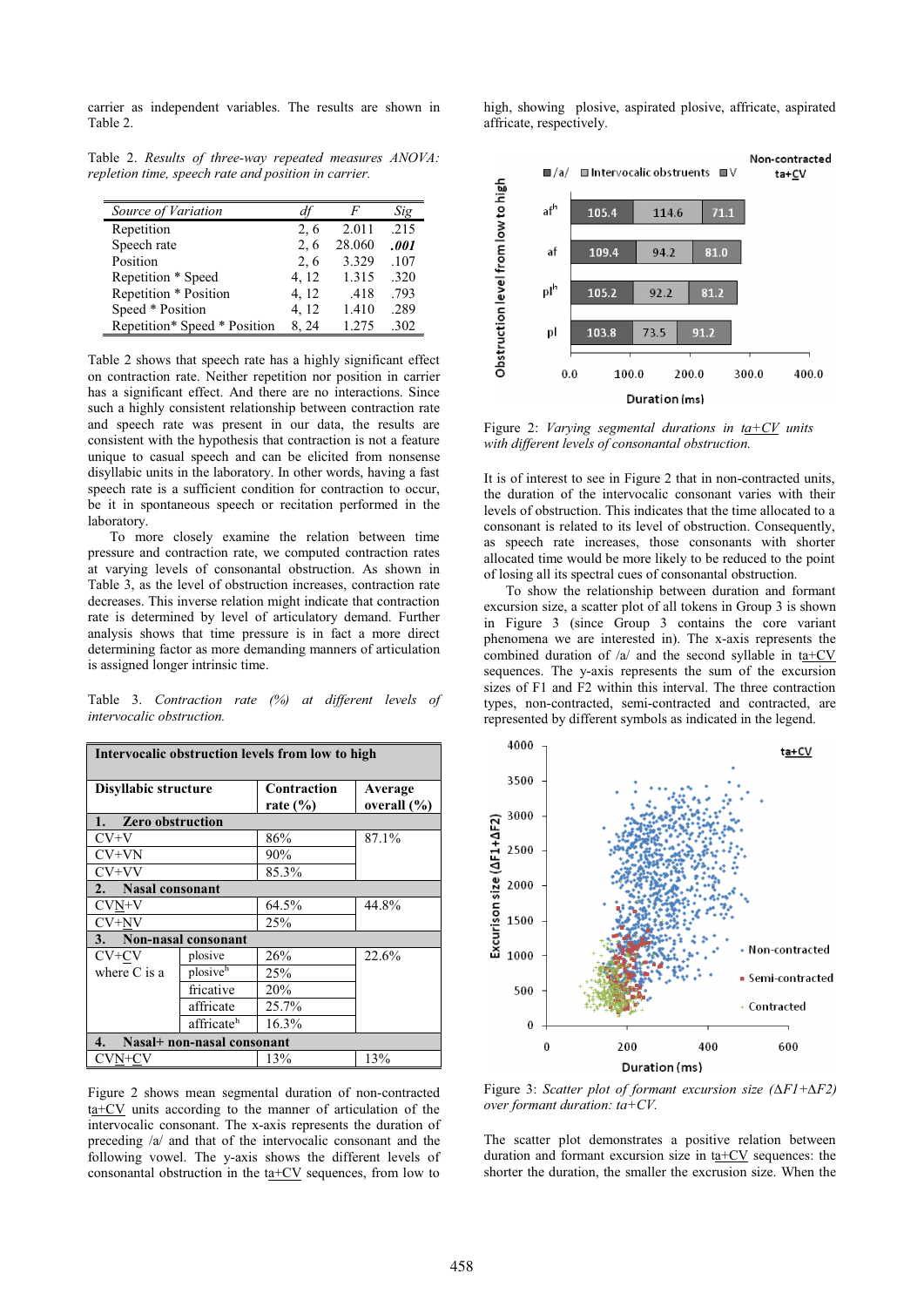carrier as independent variables. The results are shown in Table 2.

Table 2. *Results of three-way repeated measures ANOVA: repletion time, speech rate and position in carrier.*

| *Source of Variation* | *df* | *F* | *Sig* |
|---|---|---|---|
| Repetition | 2, 6 | 2.011 | .215 |
| Speech rate | 2, 6 | 28.060 | ***.001*** |
| Position | 2, 6 | 3.329 | .107 |
| Repetition * Speed | 4, 12 | 1.315 | .320 |
| Repetition * Position | 4, 12 | .418 | .793 |
| Speed * Position | 4, 12 | 1.410 | .289 |
| Repetition* Speed * Position | 8, 24 | 1.275 | .302 |

Table 2 shows that speech rate has a highly significant effect on contraction rate. Neither repetition nor position in carrier has a significant effect. And there are no interactions. Since such a highly consistent relationship between contraction rate and speech rate was present in our data, the results are consistent with the hypothesis that contraction is not a feature unique to casual speech and can be elicited from nonsense disyllabic units in the laboratory. In other words, having a fast speech rate is a sufficient condition for contraction to occur, be it in spontaneous speech or recitation performed in the laboratory.

To more closely examine the relation between time pressure and contraction rate, we computed contraction rates at varying levels of consonantal obstruction. As shown in Table 3, as the level of obstruction increases, contraction rate decreases. This inverse relation might indicate that contraction rate is determined by level of articulatory demand. Further analysis shows that time pressure is in fact a more direct determining factor as more demanding manners of articulation is assigned longer intrinsic time.

Table 3. *Contraction rate (%) at different levels of intervocalic obstruction.*

| Intervocalic obstruction levels from low to high | | | |
|---|---|---|---|
| **Disyllabic structure** | | **Contraction rate (%)** | **Average overall (%)** |
| **1. Zero obstruction** | | | |
| CV+V | | 86% | 87.1% |
| CV+VN | | 90% | |
| CV+VV | | 85.3% | |
| **2. Nasal consonant** | | | |
| CV<u>N</u>+V | | 64.5% | 44.8% |
| CV+<u>N</u>V | | 25% | |
| **3. Non-nasal consonant** | | | |
| CV+<u>C</u>V where C is a | plosive | 26% | 22.6% |
| | plosive[h] | 25% | |
| | fricative | 20% | |
| | affricate | 25.7% | |
| | affricate[h] | 16.3% | |
| **4. Nasal+ non-nasal consonant** | | | |
| CV<u>N</u>+<u>C</u>V | | 13% | 13% |

Figure 2 shows mean segmental duration of non-contracted <u>ta+CV</u> units according to the manner of articulation of the intervocalic consonant. The x-axis represents the duration of preceding /a/ and that of the intervocalic consonant and the following vowel. The y-axis shows the different levels of consonantal obstruction in the <u>ta+CV</u> sequences, from low to high, showing plosive, aspirated plosive, affricate, aspirated affricate, respectively.

Figure 2: *Varying segmental durations in <u>ta+CV</u> units with different levels of consonantal obstruction.*

It is of interest to see in Figure 2 that in non-contracted units, the duration of the intervocalic consonant varies with their levels of obstruction. This indicates that the time allocated to a consonant is related to its level of obstruction. Consequently, as speech rate increases, those consonants with shorter allocated time would be more likely to be reduced to the point of losing all its spectral cues of consonantal obstruction.

To show the relationship between duration and formant excursion size, a scatter plot of all tokens in Group 3 is shown in Figure 3 (since Group 3 contains the core variant phenomena we are interested in). The x-axis represents the combined duration of /a/ and the second syllable in <u>ta+CV</u> sequences. The y-axis represents the sum of the excursion sizes of F1 and F2 within this interval. The three contraction types, non-contracted, semi-contracted and contracted, are represented by different symbols as indicated in the legend.

Figure 3: *Scatter plot of formant excursion size (ΔF1+ΔF2) over formant duration: ta+CV.*

The scatter plot demonstrates a positive relation between duration and formant excursion size in <u>ta+CV</u> sequences: the shorter the duration, the smaller the excursion size. When the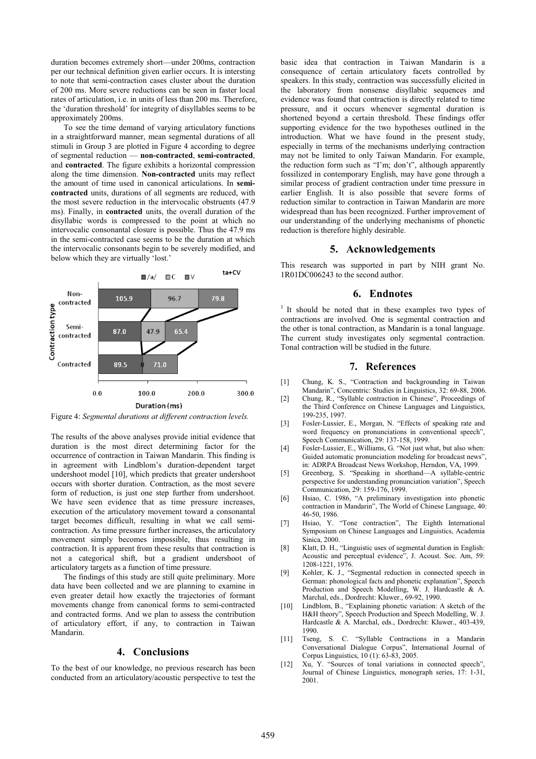duration becomes extremely short—under 200ms, contraction per our technical definition given earlier occurs. It is intersting to note that semi-contraction cases cluster about the duration of 200 ms. More severe reductions can be seen in faster local rates of articulation, i.e. in units of less than 200 ms. Therefore, the 'duration threshold' for integrity of disyllables seems to be approximately 200ms.

To see the time demand of varying articulatory functions in a straightforward manner, mean segmental durations of all stimuli in Group 3 are plotted in Figure 4 according to degree of segmental reduction — **non-contracted**, **semi-contracted**, and **contracted**. The figure exhibits a horizontal compression along the time dimension. **Non-contracted** units may reflect the amount of time used in canonical articulations. In **semi-contracted** units, durations of all segments are reduced, with the most severe reduction in the intervocalic obstruents (47.9 ms). Finally, in **contracted** units, the overall duration of the disyllabic words is compressed to the point at which no intervocalic consonantal closure is possible. Thus the 47.9 ms in the semi-contracted case seems to be the duration at which the intervocalic consonants begin to be severely modified, and below which they are virtually 'lost.'

ta+CV

/a/ C V

Contraction type

Non-contracted 105.9 96.7 79.8

Semi-contracted 87.0 47.9 65.4

Contracted 89.5 0 71.0

0.0 100.0 200.0 300.0

Duration (ms)

Figure 4: *Segmental durations at different contraction levels.*

The results of the above analyses provide initial evidence that duration is the most direct determining factor for the occurrence of contraction in Taiwan Mandarin. This finding is in agreement with Lindblom's duration-dependent target undershoot model [10], which predicts that greater undershoot occurs with shorter duration. Contraction, as the most severe form of reduction, is just one step further from undershoot. We have seen evidence that as time pressure increases, execution of the articulatory movement toward a consonantal target becomes difficult, resulting in what we call semi-contraction. As time pressure further increases, the articulatory movement simply becomes impossible, thus resulting in contraction. It is apparent from these results that contraction is not a categorical shift, but a gradient undershoot of articulatory targets as a function of time pressure.

The findings of this study are still quite preliminary. More data have been collected and we are planning to examine in even greater detail how exactly the trajectories of formant movements change from canonical forms to semi-contracted and contracted forms. And we plan to assess the contribution of articulatory effort, if any, to contraction in Taiwan Mandarin.

## 4. Conclusions

To the best of our knowledge, no previous research has been conducted from an articulatory/acoustic perspective to test the basic idea that contraction in Taiwan Mandarin is a consequence of certain articulatory facets controlled by speakers. In this study, contraction was successfully elicited in the laboratory from nonsense disyllabic sequences and evidence was found that contraction is directly related to time pressure, and it occurs whenever segmental duration is shortened beyond a certain threshold. These findings offer supporting evidence for the two hypotheses outlined in the introduction. What we have found in the present study, especially in terms of the mechanisms underlying contraction may not be limited to only Taiwan Mandarin. For example, the reduction form such as "I'm; don't", although apparently fossilized in contemporary English, may have gone through a similar process of gradient contraction under time pressure in earlier English. It is also possible that severe forms of reduction similar to contraction in Taiwan Mandarin are more widespread than has been recognized. Further improvement of our understanding of the underlying mechanisms of phonetic reduction is therefore highly desirable.

## 5. Acknowledgements

This research was supported in part by NIH grant No. 1R01DC006243 to the second author.

## 6. Endnotes

[1] It should be noted that in these examples two types of contractions are involved. One is segmental contraction and the other is tonal contraction, as Mandarin is a tonal language. The current study investigates only segmental contraction. Tonal contraction will be studied in the future.

## 7. References

[1] Chung, K. S., "Contraction and backgrounding in Taiwan Mandarin", Concentric: Studies in Linguistics, 32: 69-88, 2006.

[2] Chung, R., "Syllable contraction in Chinese", Proceedings of the Third Conference on Chinese Languages and Linguistics, 199-235, 1997.

[3] Fosler-Lussier, E., Morgan, N. "Effects of speaking rate and word frequency on pronunciations in conventional speech", Speech Communication, 29: 137-158, 1999.

[4] Fosler-Lussier, E., Williams, G. "Not just what, but also when: Guided automatic pronunciation modeling for broadcast news", in: ADRPA Broadcast News Workshop, Herndon, VA, 1999.

[5] Greenberg, S. "Speaking in shorthand—A syllable-centric perspective for understanding pronunciation variation", Speech Communication, 29: 159-176, 1999.

[6] Hsiao, C. 1986, "A preliminary investigation into phonetic contraction in Mandarin", The World of Chinese Language, 40: 46-50, 1986.

[7] Hsiao, Y. "Tone contraction", The Eighth International Symposium on Chinese Languages and Linguistics, Academia Sinica, 2000.

[8] Klatt, D. H., "Linguistic uses of segmental duration in English: Acoustic and perceptual evidence", J. Acoust. Soc. Am, 59: 1208-1221, 1976.

[9] Kohler, K. J., "Segmental reduction in connected speech in German: phonological facts and phonetic explanation", Speech Production and Speech Modelling, W. J. Hardcastle & A. Marchal, eds., Dordrecht: Kluwer., 69-92, 1990.

[10] Lindblom, B., "Explaining phonetic variation: A sketch of the H&H theory", Speech Production and Speech Modelling, W. J. Hardcastle & A. Marchal, eds., Dordrecht: Kluwer., 403-439, 1990.

[11] Tseng, S. C. "Syllable Contractions in a Mandarin Conversational Dialogue Corpus", International Journal of Corpus Linguistics, 10 (1): 63-83, 2005.

[12] Xu, Y. "Sources of tonal variations in connected speech", Journal of Chinese Linguistics, monograph series, 17: 1-31, 2001.